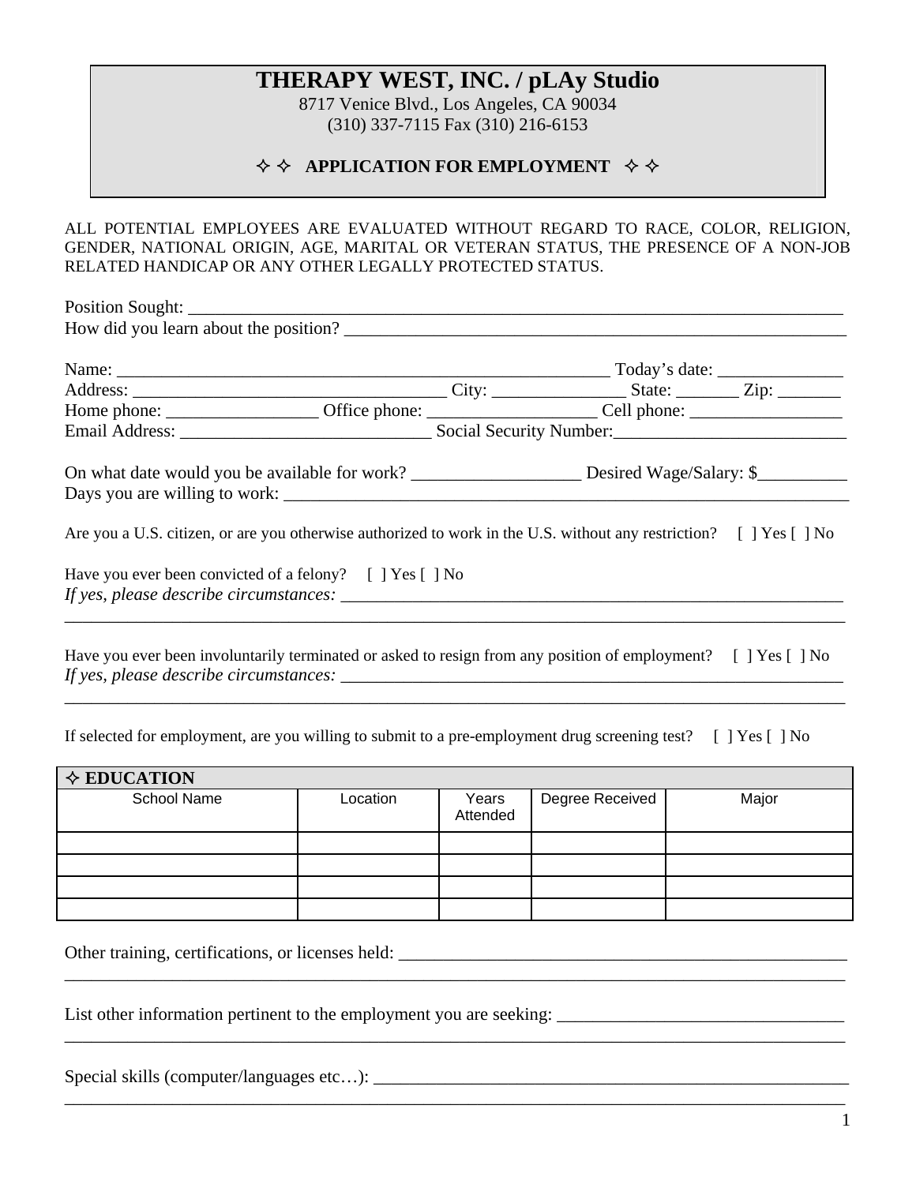# THERAPY WEST, INC. / pLAy Studio

8717 Venice Blvd., Los Angeles, CA 90034
(310) 337-7115 Fax (310) 216-6153

## ✧ ✧ APPLICATION FOR EMPLOYMENT ✧ ✧

ALL POTENTIAL EMPLOYEES ARE EVALUATED WITHOUT REGARD TO RACE, COLOR, RELIGION, GENDER, NATIONAL ORIGIN, AGE, MARITAL OR VETERAN STATUS, THE PRESENCE OF A NON-JOB RELATED HANDICAP OR ANY OTHER LEGALLY PROTECTED STATUS.

Position Sought: ___________________________________________________________________________

How did you learn about the position? ___________________________________________________________

Name: _______________________________________________________ Today's date: ______________

Address: ___________________________________ City: _______________ State: _______ Zip: _______

Home phone: _________________ Office phone: ___________________ Cell phone: _________________

Email Address: ____________________________ Social Security Number:__________________________

On what date would you be available for work? ___________________ Desired Wage/Salary: $__________

Days you are willing to work: _________________________________________________________________

Are you a U.S. citizen, or are you otherwise authorized to work in the U.S. without any restriction? [ ] Yes [ ] No

Have you ever been convicted of a felony? [ ] Yes [ ] No

*If yes, please describe circumstances:* ____________________________________________________________

_________________________________________________________________________________________

Have you ever been involuntarily terminated or asked to resign from any position of employment? [ ] Yes [ ] No

*If yes, please describe circumstances:* ____________________________________________________________

_________________________________________________________________________________________

If selected for employment, are you willing to submit to a pre-employment drug screening test? [ ] Yes [ ] No

**✧ EDUCATION**

| School Name | Location | Years Attended | Degree Received | Major |
|---|---|---|---|---|
| | | | | |
| | | | | |
| | | | | |
| | | | | |

Other training, certifications, or licenses held: _____________________________________________________

_________________________________________________________________________________________

List other information pertinent to the employment you are seeking: ________________________________

_________________________________________________________________________________________

Special skills (computer/languages etc…): ___________________________________________________________

_________________________________________________________________________________________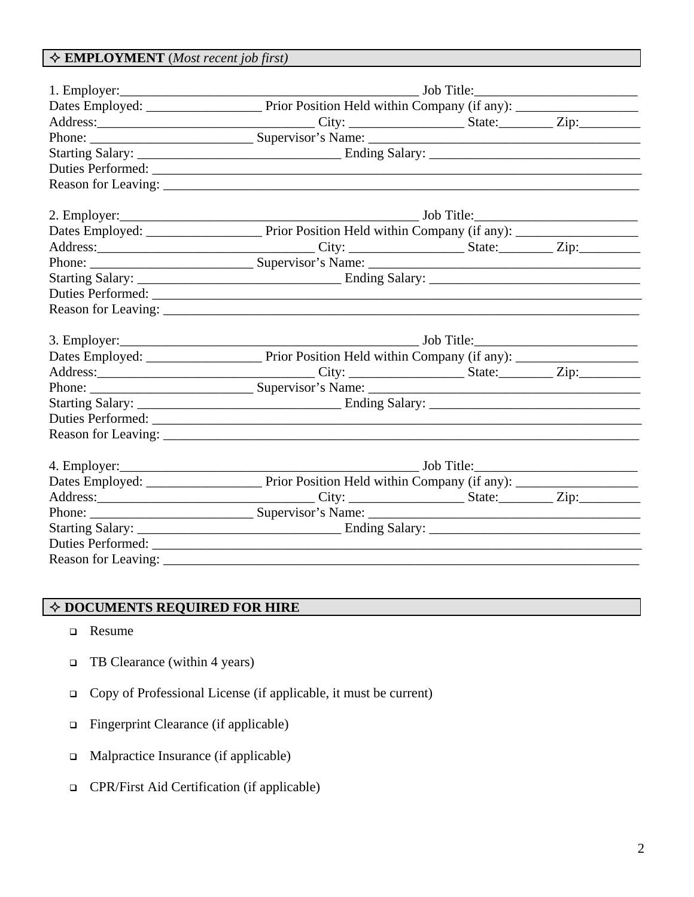## ✧ EMPLOYMENT (*Most recent job first*)

1. Employer:_____________________________________________ Job Title:________________________
Dates Employed: _________________ Prior Position Held within Company (if any): __________________
Address:________________________________ City: ________________ State:________ Zip:_________
Phone: _______________________ Supervisor's Name: ________________________________________
Starting Salary: _____________________________ Ending Salary: _______________________________
Duties Performed: ________________________________________________________________________
Reason for Leaving: _______________________________________________________________________

2. Employer:_____________________________________________ Job Title:________________________
Dates Employed: _________________ Prior Position Held within Company (if any): __________________
Address:________________________________ City: ________________ State:________ Zip:_________
Phone: _______________________ Supervisor's Name: ________________________________________
Starting Salary: _____________________________ Ending Salary: _______________________________
Duties Performed: ________________________________________________________________________
Reason for Leaving: _______________________________________________________________________

3. Employer:_____________________________________________ Job Title:________________________
Dates Employed: _________________ Prior Position Held within Company (if any): __________________
Address:________________________________ City: ________________ State:________ Zip:_________
Phone: _______________________ Supervisor's Name: ________________________________________
Starting Salary: _____________________________ Ending Salary: _______________________________
Duties Performed: ________________________________________________________________________
Reason for Leaving: _______________________________________________________________________

4. Employer:_____________________________________________ Job Title:________________________
Dates Employed: _________________ Prior Position Held within Company (if any): __________________
Address:________________________________ City: ________________ State:________ Zip:_________
Phone: _______________________ Supervisor's Name: ________________________________________
Starting Salary: _____________________________ Ending Salary: _______________________________
Duties Performed: ________________________________________________________________________
Reason for Leaving: _______________________________________________________________________

## ✧ DOCUMENTS REQUIRED FOR HIRE

- ☐ Resume
- ☐ TB Clearance (within 4 years)
- ☐ Copy of Professional License (if applicable, it must be current)
- ☐ Fingerprint Clearance (if applicable)
- ☐ Malpractice Insurance (if applicable)
- ☐ CPR/First Aid Certification (if applicable)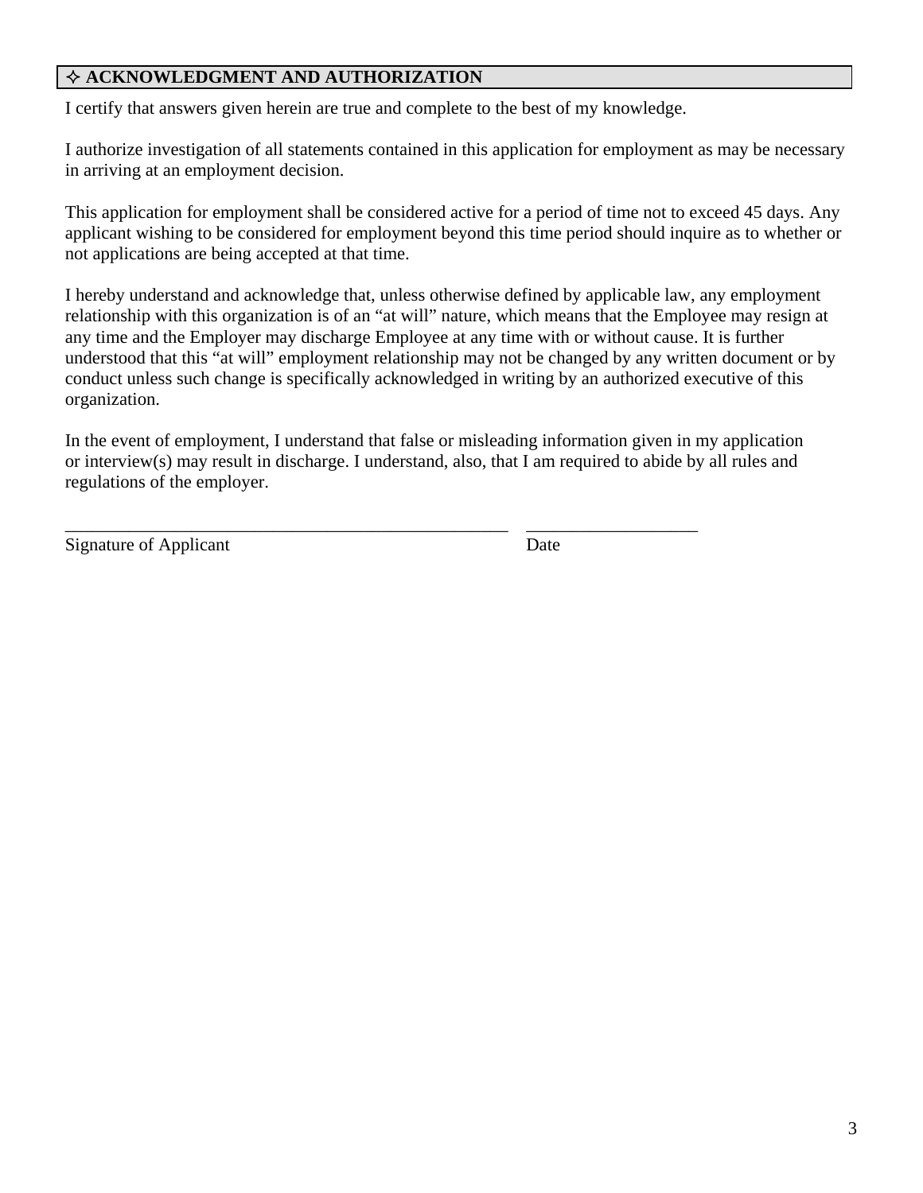## ✧ ACKNOWLEDGMENT AND AUTHORIZATION

I certify that answers given herein are true and complete to the best of my knowledge.

I authorize investigation of all statements contained in this application for employment as may be necessary in arriving at an employment decision.

This application for employment shall be considered active for a period of time not to exceed 45 days. Any applicant wishing to be considered for employment beyond this time period should inquire as to whether or not applications are being accepted at that time.

I hereby understand and acknowledge that, unless otherwise defined by applicable law, any employment relationship with this organization is of an "at will" nature, which means that the Employee may resign at any time and the Employer may discharge Employee at any time with or without cause. It is further understood that this "at will" employment relationship may not be changed by any written document or by conduct unless such change is specifically acknowledged in writing by an authorized executive of this organization.

In the event of employment, I understand that false or misleading information given in my application or interview(s) may result in discharge. I understand, also, that I am required to abide by all rules and regulations of the employer.

___________________________________________________ ___________________

Signature of Applicant Date